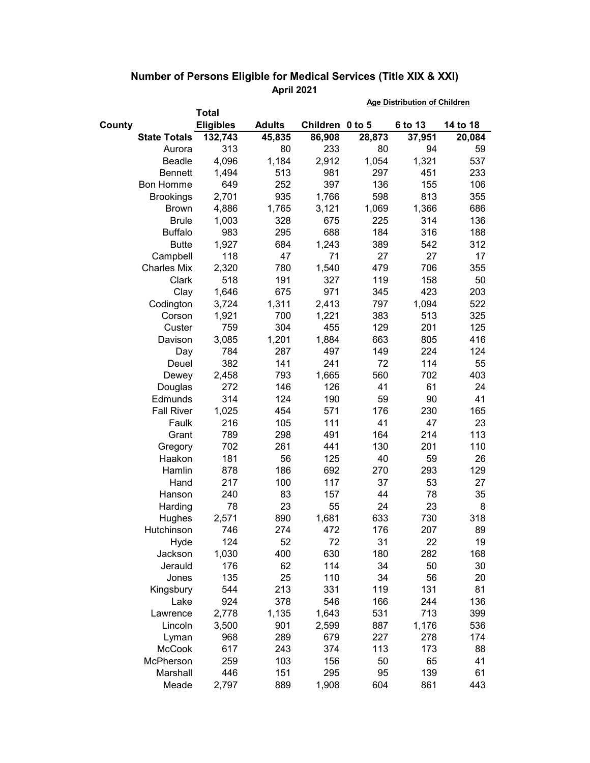## Number of Persons Eligible for Medical Services (Title XIX & XXI)

### April 2021

| County | Total Eligibles | Adults | Children | Age Distribution of Children | | |
|---|---|---|---|---|---|---|
| | | | | 0 to 5 | 6 to 13 | 14 to 18 |
| **State Totals** | **132,743** | **45,835** | **86,908** | **28,873** | **37,951** | **20,084** |
| Aurora | 313 | 80 | 233 | 80 | 94 | 59 |
| Beadle | 4,096 | 1,184 | 2,912 | 1,054 | 1,321 | 537 |
| Bennett | 1,494 | 513 | 981 | 297 | 451 | 233 |
| Bon Homme | 649 | 252 | 397 | 136 | 155 | 106 |
| Brookings | 2,701 | 935 | 1,766 | 598 | 813 | 355 |
| Brown | 4,886 | 1,765 | 3,121 | 1,069 | 1,366 | 686 |
| Brule | 1,003 | 328 | 675 | 225 | 314 | 136 |
| Buffalo | 983 | 295 | 688 | 184 | 316 | 188 |
| Butte | 1,927 | 684 | 1,243 | 389 | 542 | 312 |
| Campbell | 118 | 47 | 71 | 27 | 27 | 17 |
| Charles Mix | 2,320 | 780 | 1,540 | 479 | 706 | 355 |
| Clark | 518 | 191 | 327 | 119 | 158 | 50 |
| Clay | 1,646 | 675 | 971 | 345 | 423 | 203 |
| Codington | 3,724 | 1,311 | 2,413 | 797 | 1,094 | 522 |
| Corson | 1,921 | 700 | 1,221 | 383 | 513 | 325 |
| Custer | 759 | 304 | 455 | 129 | 201 | 125 |
| Davison | 3,085 | 1,201 | 1,884 | 663 | 805 | 416 |
| Day | 784 | 287 | 497 | 149 | 224 | 124 |
| Deuel | 382 | 141 | 241 | 72 | 114 | 55 |
| Dewey | 2,458 | 793 | 1,665 | 560 | 702 | 403 |
| Douglas | 272 | 146 | 126 | 41 | 61 | 24 |
| Edmunds | 314 | 124 | 190 | 59 | 90 | 41 |
| Fall River | 1,025 | 454 | 571 | 176 | 230 | 165 |
| Faulk | 216 | 105 | 111 | 41 | 47 | 23 |
| Grant | 789 | 298 | 491 | 164 | 214 | 113 |
| Gregory | 702 | 261 | 441 | 130 | 201 | 110 |
| Haakon | 181 | 56 | 125 | 40 | 59 | 26 |
| Hamlin | 878 | 186 | 692 | 270 | 293 | 129 |
| Hand | 217 | 100 | 117 | 37 | 53 | 27 |
| Hanson | 240 | 83 | 157 | 44 | 78 | 35 |
| Harding | 78 | 23 | 55 | 24 | 23 | 8 |
| Hughes | 2,571 | 890 | 1,681 | 633 | 730 | 318 |
| Hutchinson | 746 | 274 | 472 | 176 | 207 | 89 |
| Hyde | 124 | 52 | 72 | 31 | 22 | 19 |
| Jackson | 1,030 | 400 | 630 | 180 | 282 | 168 |
| Jerauld | 176 | 62 | 114 | 34 | 50 | 30 |
| Jones | 135 | 25 | 110 | 34 | 56 | 20 |
| Kingsbury | 544 | 213 | 331 | 119 | 131 | 81 |
| Lake | 924 | 378 | 546 | 166 | 244 | 136 |
| Lawrence | 2,778 | 1,135 | 1,643 | 531 | 713 | 399 |
| Lincoln | 3,500 | 901 | 2,599 | 887 | 1,176 | 536 |
| Lyman | 968 | 289 | 679 | 227 | 278 | 174 |
| McCook | 617 | 243 | 374 | 113 | 173 | 88 |
| McPherson | 259 | 103 | 156 | 50 | 65 | 41 |
| Marshall | 446 | 151 | 295 | 95 | 139 | 61 |
| Meade | 2,797 | 889 | 1,908 | 604 | 861 | 443 |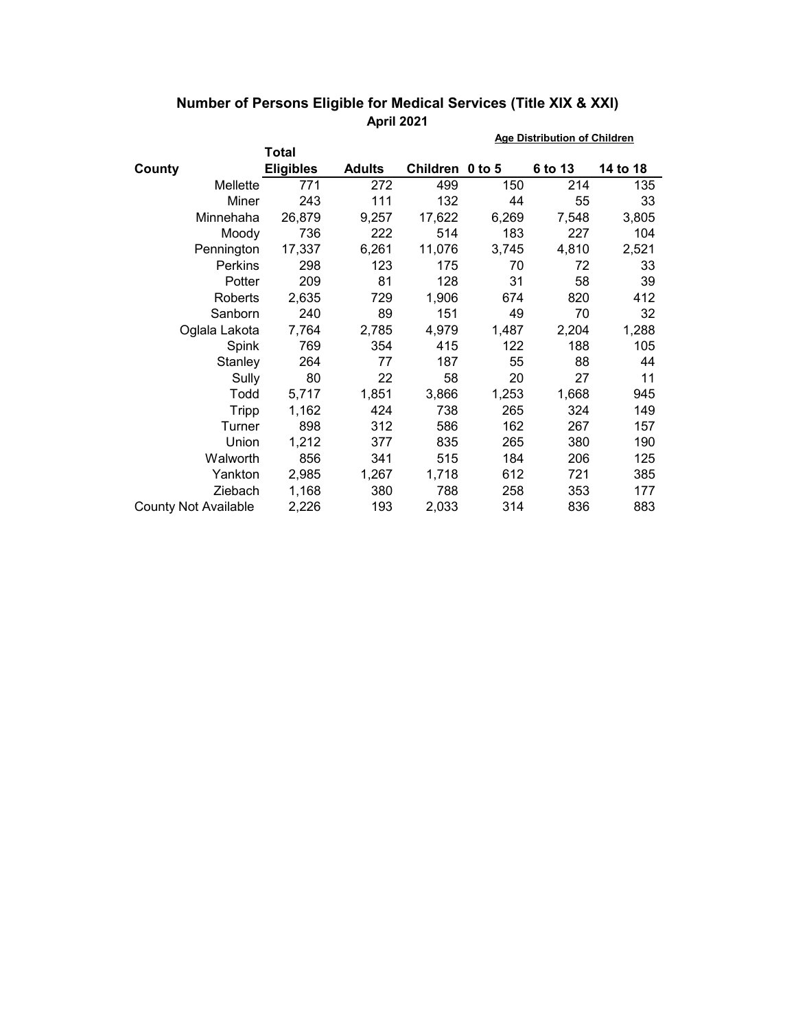**Number of Persons Eligible for Medical Services (Title XIX & XXI)**
**April 2021**

| County | Total Eligibles | Adults | Children | Age Distribution of Children | | |
|---|---|---|---|---|---|---|
| | | | | 0 to 5 | 6 to 13 | 14 to 18 |
| Mellette | 771 | 272 | 499 | 150 | 214 | 135 |
| Miner | 243 | 111 | 132 | 44 | 55 | 33 |
| Minnehaha | 26,879 | 9,257 | 17,622 | 6,269 | 7,548 | 3,805 |
| Moody | 736 | 222 | 514 | 183 | 227 | 104 |
| Pennington | 17,337 | 6,261 | 11,076 | 3,745 | 4,810 | 2,521 |
| Perkins | 298 | 123 | 175 | 70 | 72 | 33 |
| Potter | 209 | 81 | 128 | 31 | 58 | 39 |
| Roberts | 2,635 | 729 | 1,906 | 674 | 820 | 412 |
| Sanborn | 240 | 89 | 151 | 49 | 70 | 32 |
| Oglala Lakota | 7,764 | 2,785 | 4,979 | 1,487 | 2,204 | 1,288 |
| Spink | 769 | 354 | 415 | 122 | 188 | 105 |
| Stanley | 264 | 77 | 187 | 55 | 88 | 44 |
| Sully | 80 | 22 | 58 | 20 | 27 | 11 |
| Todd | 5,717 | 1,851 | 3,866 | 1,253 | 1,668 | 945 |
| Tripp | 1,162 | 424 | 738 | 265 | 324 | 149 |
| Turner | 898 | 312 | 586 | 162 | 267 | 157 |
| Union | 1,212 | 377 | 835 | 265 | 380 | 190 |
| Walworth | 856 | 341 | 515 | 184 | 206 | 125 |
| Yankton | 2,985 | 1,267 | 1,718 | 612 | 721 | 385 |
| Ziebach | 1,168 | 380 | 788 | 258 | 353 | 177 |
| County Not Available | 2,226 | 193 | 2,033 | 314 | 836 | 883 |